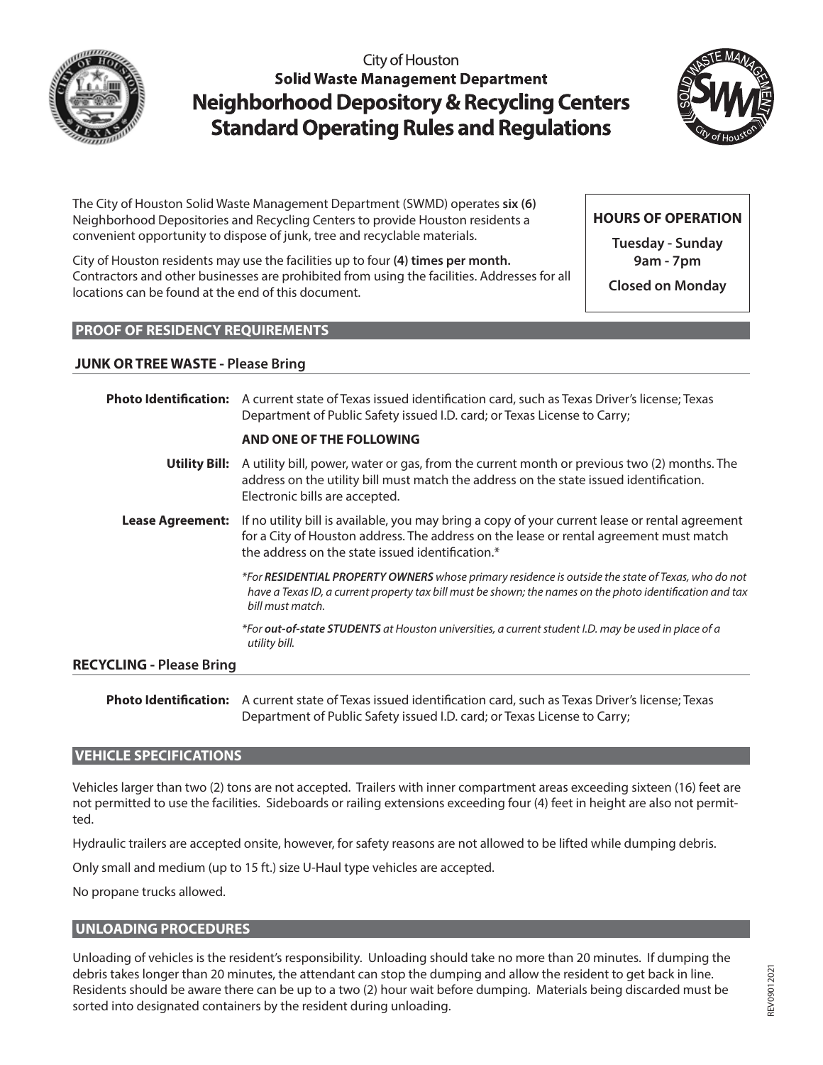City of Houston

**Solid Waste Management Department**

# Neighborhood Depository & Recycling Centers Standard Operating Rules and Regulations

The City of Houston Solid Waste Management Department (SWMD) operates **six (6)** Neighborhood Depositories and Recycling Centers to provide Houston residents a convenient opportunity to dispose of junk, tree and recyclable materials.

City of Houston residents may use the facilities up to four **(4) times per month.** Contractors and other businesses are prohibited from using the facilities. Addresses for all locations can be found at the end of this document.

**HOURS OF OPERATION**

**Tuesday - Sunday**
**9am - 7pm**

**Closed on Monday**

## PROOF OF RESIDENCY REQUIREMENTS

### JUNK OR TREE WASTE - Please Bring

**Photo Identification:** A current state of Texas issued identification card, such as Texas Driver's license; Texas Department of Public Safety issued I.D. card; or Texas License to Carry;

**AND ONE OF THE FOLLOWING**

**Utility Bill:** A utility bill, power, water or gas, from the current month or previous two (2) months. The address on the utility bill must match the address on the state issued identification. Electronic bills are accepted.

**Lease Agreement:** If no utility bill is available, you may bring a copy of your current lease or rental agreement for a City of Houston address. The address on the lease or rental agreement must match the address on the state issued identification.*

*\*For **RESIDENTIAL PROPERTY OWNERS** whose primary residence is outside the state of Texas, who do not have a Texas ID, a current property tax bill must be shown; the names on the photo identification and tax bill must match.*

*\*For **out-of-state STUDENTS** at Houston universities, a current student I.D. may be used in place of a utility bill.*

### RECYCLING - Please Bring

**Photo Identification:** A current state of Texas issued identification card, such as Texas Driver's license; Texas Department of Public Safety issued I.D. card; or Texas License to Carry;

## VEHICLE SPECIFICATIONS

Vehicles larger than two (2) tons are not accepted. Trailers with inner compartment areas exceeding sixteen (16) feet are not permitted to use the facilities. Sideboards or railing extensions exceeding four (4) feet in height are also not permitted.

Hydraulic trailers are accepted onsite, however, for safety reasons are not allowed to be lifted while dumping debris.

Only small and medium (up to 15 ft.) size U-Haul type vehicles are accepted.

No propane trucks allowed.

## UNLOADING PROCEDURES

Unloading of vehicles is the resident's responsibility. Unloading should take no more than 20 minutes. If dumping the debris takes longer than 20 minutes, the attendant can stop the dumping and allow the resident to get back in line. Residents should be aware there can be up to a two (2) hour wait before dumping. Materials being discarded must be sorted into designated containers by the resident during unloading.

REV09012021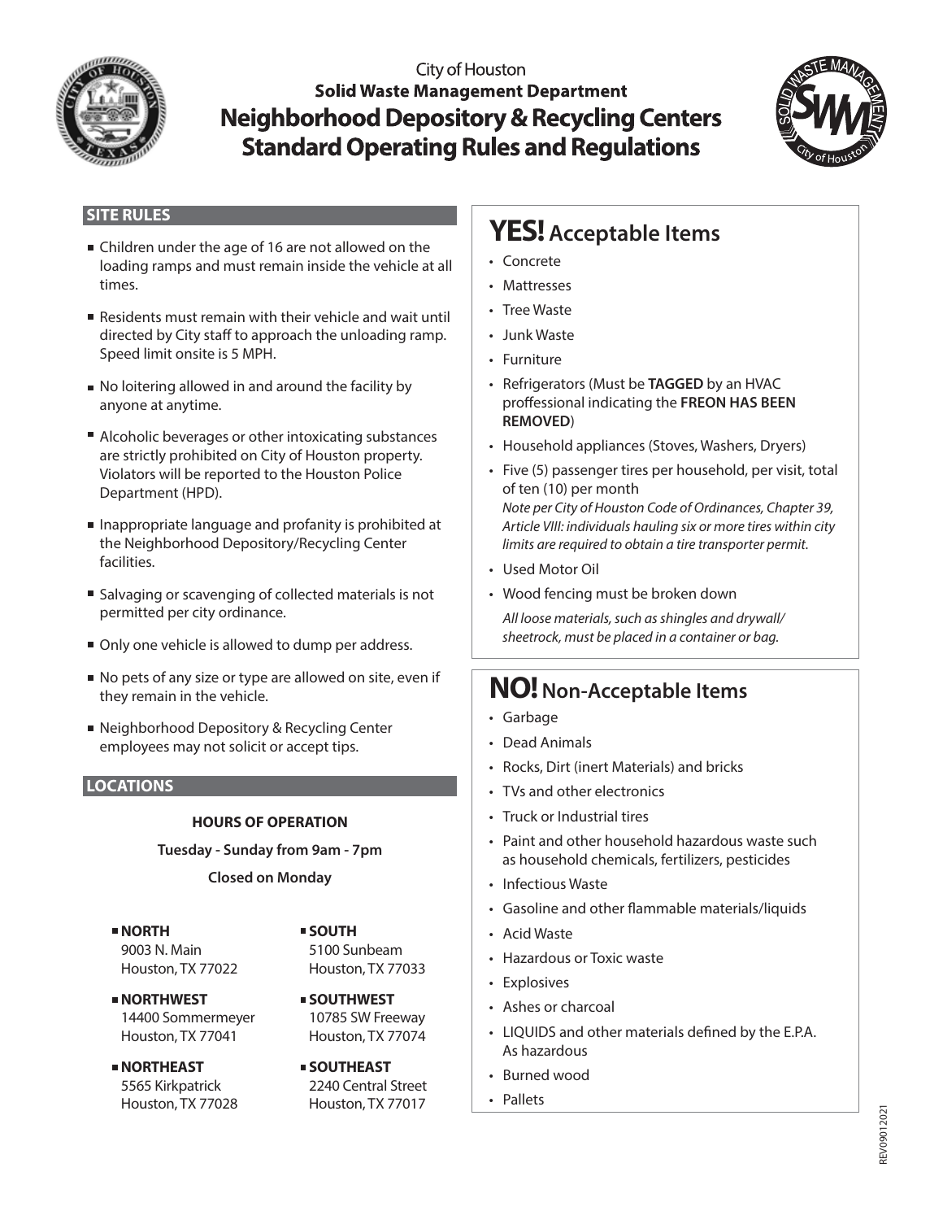City of Houston

**Solid Waste Management Department**

# Neighborhood Depository & Recycling Centers Standard Operating Rules and Regulations

## SITE RULES

- Children under the age of 16 are not allowed on the loading ramps and must remain inside the vehicle at all times.
- Residents must remain with their vehicle and wait until directed by City staff to approach the unloading ramp. Speed limit onsite is 5 MPH.
- No loitering allowed in and around the facility by anyone at anytime.
- Alcoholic beverages or other intoxicating substances are strictly prohibited on City of Houston property. Violators will be reported to the Houston Police Department (HPD).
- Inappropriate language and profanity is prohibited at the Neighborhood Depository/Recycling Center facilities.
- Salvaging or scavenging of collected materials is not permitted per city ordinance.
- Only one vehicle is allowed to dump per address.
- No pets of any size or type are allowed on site, even if they remain in the vehicle.
- Neighborhood Depository & Recycling Center employees may not solicit or accept tips.

## LOCATIONS

**HOURS OF OPERATION**

**Tuesday - Sunday from 9am - 7pm**

**Closed on Monday**

- **NORTH**
  9003 N. Main
  Houston, TX 77022
- **NORTHWEST**
  14400 Sommermeyer
  Houston, TX 77041
- **NORTHEAST**
  5565 Kirkpatrick
  Houston, TX 77028
- **SOUTH**
  5100 Sunbeam
  Houston, TX 77033
- **SOUTHWEST**
  10785 SW Freeway
  Houston, TX 77074
- **SOUTHEAST**
  2240 Central Street
  Houston, TX 77017

## YES! Acceptable Items

- Concrete
- Mattresses
- Tree Waste
- Junk Waste
- Furniture
- Refrigerators (Must be **TAGGED** by an HVAC proffessional indicating the **FREON HAS BEEN REMOVED**)
- Household appliances (Stoves, Washers, Dryers)
- Five (5) passenger tires per household, per visit, total of ten (10) per month
  *Note per City of Houston Code of Ordinances, Chapter 39, Article VIII: individuals hauling six or more tires within city limits are required to obtain a tire transporter permit.*
- Used Motor Oil
- Wood fencing must be broken down

*All loose materials, such as shingles and drywall/sheetrock, must be placed in a container or bag.*

## NO! Non-Acceptable Items

- Garbage
- Dead Animals
- Rocks, Dirt (inert Materials) and bricks
- TVs and other electronics
- Truck or Industrial tires
- Paint and other household hazardous waste such as household chemicals, fertilizers, pesticides
- Infectious Waste
- Gasoline and other flammable materials/liquids
- Acid Waste
- Hazardous or Toxic waste
- Explosives
- Ashes or charcoal
- LIQUIDS and other materials defined by the E.P.A. As hazardous
- Burned wood
- Pallets

REV09012021